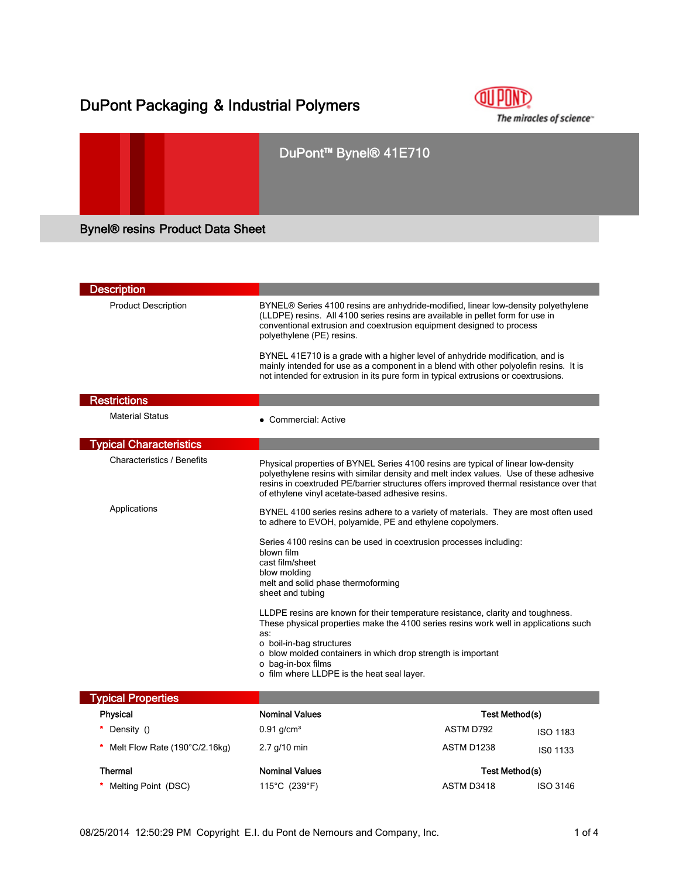# DuPont Packaging & Industrial Polymers

## DuPont™ Bynel® 41E710

### Bynel® resins Product Data Sheet

## Description

**Product Description**

BYNEL® Series 4100 resins are anhydride-modified, linear low-density polyethylene (LLDPE) resins. All 4100 series resins are available in pellet form for use in conventional extrusion and coextrusion equipment designed to process polyethylene (PE) resins.

BYNEL 41E710 is a grade with a higher level of anhydride modification, and is mainly intended for use as a component in a blend with other polyolefin resins. It is not intended for extrusion in its pure form in typical extrusions or coextrusions.

## Restrictions

**Material Status**

- Commercial: Active

## Typical Characteristics

**Characteristics / Benefits**

Physical properties of BYNEL Series 4100 resins are typical of linear low-density polyethylene resins with similar density and melt index values. Use of these adhesive resins in coextruded PE/barrier structures offers improved thermal resistance over that of ethylene vinyl acetate-based adhesive resins.

**Applications**

BYNEL 4100 series resins adhere to a variety of materials. They are most often used to adhere to EVOH, polyamide, PE and ethylene copolymers.

Series 4100 resins can be used in coextrusion processes including:
blown film
cast film/sheet
blow molding
melt and solid phase thermoforming
sheet and tubing

LLDPE resins are known for their temperature resistance, clarity and toughness. These physical properties make the 4100 series resins work well in applications such as:
o boil-in-bag structures
o blow molded containers in which drop strength is important
o bag-in-box films
o film where LLDPE is the heat seal layer.

## Typical Properties

| Physical | Nominal Values | Test Method(s) | |
|---|---|---|---|
| * Density () | 0.91 g/cm³ | ASTM D792 | ISO 1183 |
| * Melt Flow Rate (190°C/2.16kg) | 2.7 g/10 min | ASTM D1238 | IS0 1133 |

| Thermal | Nominal Values | Test Method(s) | |
|---|---|---|---|
| * Melting Point (DSC) | 115°C (239°F) | ASTM D3418 | ISO 3146 |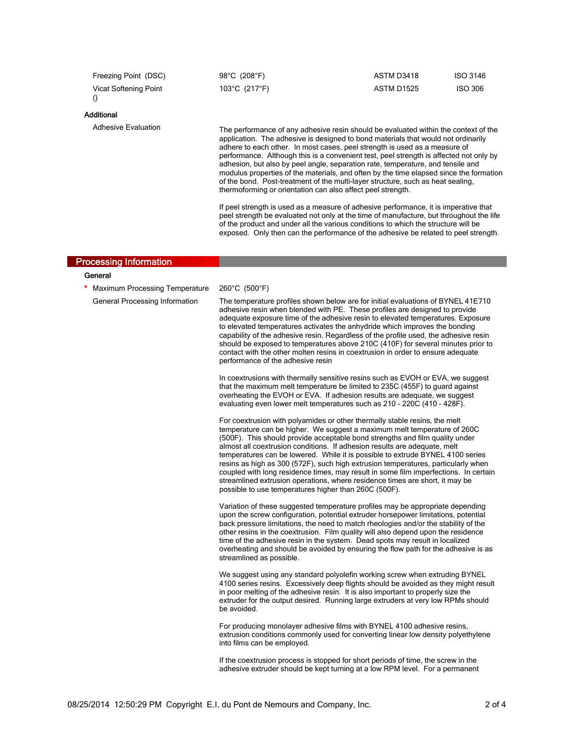| | | | |
|---|---|---|---|
| Freezing Point (DSC) | 98°C (208°F) | ASTM D3418 | ISO 3146 |
| Vicat Softening Point () | 103°C (217°F) | ASTM D1525 | ISO 306 |

### Additional

**Adhesive Evaluation**

The performance of any adhesive resin should be evaluated within the context of the application. The adhesive is designed to bond materials that would not ordinarily adhere to each other. In most cases, peel strength is used as a measure of performance. Although this is a convenient test, peel strength is affected not only by adhesion, but also by peel angle, separation rate, temperature, and tensile and modulus properties of the materials, and often by the time elapsed since the formation of the bond. Post-treatment of the multi-layer structure, such as heat sealing, thermoforming or orientation can also affect peel strength.

If peel strength is used as a measure of adhesive performance, it is imperative that peel strength be evaluated not only at the time of manufacture, but throughout the life of the product and under all the various conditions to which the structure will be exposed. Only then can the performance of the adhesive be related to peel strength.

## Processing Information

### General

* Maximum Processing Temperature: 260°C (500°F)

**General Processing Information**

The temperature profiles shown below are for initial evaluations of BYNEL 41E710 adhesive resin when blended with PE. These profiles are designed to provide adequate exposure time of the adhesive resin to elevated temperatures. Exposure to elevated temperatures activates the anhydride which improves the bonding capability of the adhesive resin. Regardless of the profile used, the adhesive resin should be exposed to temperatures above 210C (410F) for several minutes prior to contact with the other molten resins in coextrusion in order to ensure adequate performance of the adhesive resin

In coextrusions with thermally sensitive resins such as EVOH or EVA, we suggest that the maximum melt temperature be limited to 235C (455F) to guard against overheating the EVOH or EVA. If adhesion results are adequate, we suggest evaluating even lower melt temperatures such as 210 - 220C (410 - 428F).

For coextrusion with polyamides or other thermally stable resins, the melt temperature can be higher. We suggest a maximum melt temperature of 260C (500F). This should provide acceptable bond strengths and film quality under almost all coextrusion conditions. If adhesion results are adequate, melt temperatures can be lowered. While it is possible to extrude BYNEL 4100 series resins as high as 300 (572F), such high extrusion temperatures, particularly when coupled with long residence times, may result in some film imperfections. In certain streamlined extrusion operations, where residence times are short, it may be possible to use temperatures higher than 260C (500F).

Variation of these suggested temperature profiles may be appropriate depending upon the screw configuration, potential extruder horsepower limitations, potential back pressure limitations, the need to match rheologies and/or the stability of the other resins in the coextrusion. Film quality will also depend upon the residence time of the adhesive resin in the system. Dead spots may result in localized overheating and should be avoided by ensuring the flow path for the adhesive is as streamlined as possible.

We suggest using any standard polyolefin working screw when extruding BYNEL 4100 series resins. Excessively deep flights should be avoided as they might result in poor melting of the adhesive resin. It is also important to properly size the extruder for the output desired. Running large extruders at very low RPMs should be avoided.

For producing monolayer adhesive films with BYNEL 4100 adhesive resins, extrusion conditions commonly used for converting linear low density polyethylene into films can be employed.

If the coextrusion process is stopped for short periods of time, the screw in the adhesive extruder should be kept turning at a low RPM level. For a permanent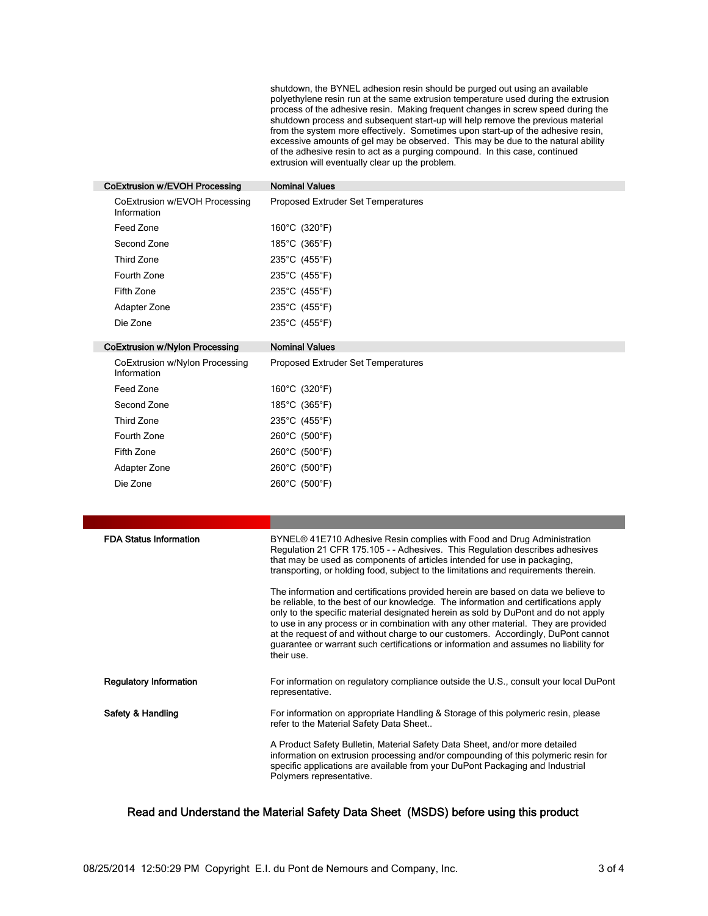shutdown, the BYNEL adhesion resin should be purged out using an available polyethylene resin run at the same extrusion temperature used during the extrusion process of the adhesive resin. Making frequent changes in screw speed during the shutdown process and subsequent start-up will help remove the previous material from the system more effectively. Sometimes upon start-up of the adhesive resin, excessive amounts of gel may be observed. This may be due to the natural ability of the adhesive resin to act as a purging compound. In this case, continued extrusion will eventually clear up the problem.

| CoExtrusion w/EVOH Processing | Nominal Values |
|---|---|
| CoExtrusion w/EVOH Processing Information | Proposed Extruder Set Temperatures |
| Feed Zone | 160°C (320°F) |
| Second Zone | 185°C (365°F) |
| Third Zone | 235°C (455°F) |
| Fourth Zone | 235°C (455°F) |
| Fifth Zone | 235°C (455°F) |
| Adapter Zone | 235°C (455°F) |
| Die Zone | 235°C (455°F) |

| CoExtrusion w/Nylon Processing | Nominal Values |
|---|---|
| CoExtrusion w/Nylon Processing Information | Proposed Extruder Set Temperatures |
| Feed Zone | 160°C (320°F) |
| Second Zone | 185°C (365°F) |
| Third Zone | 235°C (455°F) |
| Fourth Zone | 260°C (500°F) |
| Fifth Zone | 260°C (500°F) |
| Adapter Zone | 260°C (500°F) |
| Die Zone | 260°C (500°F) |

**FDA Status Information**

BYNEL® 41E710 Adhesive Resin complies with Food and Drug Administration Regulation 21 CFR 175.105 - - Adhesives. This Regulation describes adhesives that may be used as components of articles intended for use in packaging, transporting, or holding food, subject to the limitations and requirements therein.

The information and certifications provided herein are based on data we believe to be reliable, to the best of our knowledge. The information and certifications apply only to the specific material designated herein as sold by DuPont and do not apply to use in any process or in combination with any other material. They are provided at the request of and without charge to our customers. Accordingly, DuPont cannot guarantee or warrant such certifications or information and assumes no liability for their use.

**Regulatory Information**

For information on regulatory compliance outside the U.S., consult your local DuPont representative.

**Safety & Handling**

For information on appropriate Handling & Storage of this polymeric resin, please refer to the Material Safety Data Sheet..

A Product Safety Bulletin, Material Safety Data Sheet, and/or more detailed information on extrusion processing and/or compounding of this polymeric resin for specific applications are available from your DuPont Packaging and Industrial Polymers representative.

**Read and Understand the Material Safety Data Sheet (MSDS) before using this product**

08/25/2014 12:50:29 PM Copyright E.I. du Pont de Nemours and Company, Inc.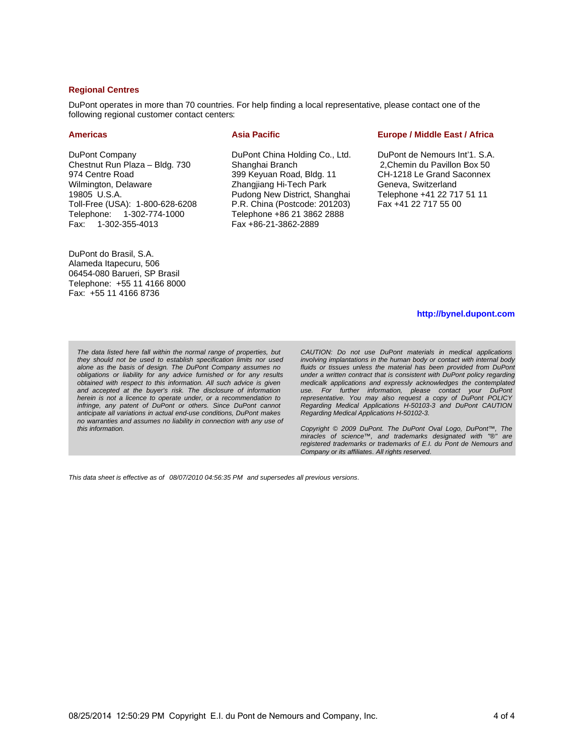## Regional Centres

DuPont operates in more than 70 countries. For help finding a local representative, please contact one of the following regional customer contact centers:

### Americas

DuPont Company
Chestnut Run Plaza – Bldg. 730
974 Centre Road
Wilmington, Delaware
19805 U.S.A.
Toll-Free (USA): 1-800-628-6208
Telephone: 1-302-774-1000
Fax: 1-302-355-4013

DuPont do Brasil, S.A.
Alameda Itapecuru, 506
06454-080 Barueri, SP Brasil
Telephone: +55 11 4166 8000
Fax: +55 11 4166 8736

### Asia Pacific

DuPont China Holding Co., Ltd.
Shanghai Branch
399 Keyuan Road, Bldg. 11
Zhangjiang Hi-Tech Park
Pudong New District, Shanghai
P.R. China (Postcode: 201203)
Telephone +86 21 3862 2888
Fax +86-21-3862-2889

### Europe / Middle East / Africa

DuPont de Nemours Int'1. S.A.
2,Chemin du Pavillon Box 50
CH-1218 Le Grand Saconnex
Geneva, Switzerland
Telephone +41 22 717 51 11
Fax +41 22 717 55 00

**http://bynel.dupont.com**

*The data listed here fall within the normal range of properties, but they should not be used to establish specification limits nor used alone as the basis of design. The DuPont Company assumes no obligations or liability for any advice furnished or for any results obtained with respect to this information. All such advice is given and accepted at the buyer's risk. The disclosure of information herein is not a licence to operate under, or a recommendation to infringe, any patent of DuPont or others. Since DuPont cannot anticipate all variations in actual end-use conditions, DuPont makes no warranties and assumes no liability in connection with any use of this information.*

*CAUTION: Do not use DuPont materials in medical applications involving implantations in the human body or contact with internal body fluids or tissues unless the material has been provided from DuPont under a written contract that is consistent with DuPont policy regarding medicalk applications and expressly acknowledges the contemplated use. For further information, please contact your DuPont representative. You may also request a copy of DuPont POLICY Regarding Medical Applications H-50103-3 and DuPont CAUTION Regarding Medical Applications H-50102-3.*

*Copyright © 2009 DuPont. The DuPont Oval Logo, DuPont™, The miracles of science™, and trademarks designated with "®" are registered trademarks or trademarks of E.I. du Pont de Nemours and Company or its affiliates. All rights reserved.*

*This data sheet is effective as of 08/07/2010 04:56:35 PM and supersedes all previous versions.*

08/25/2014 12:50:29 PM Copyright E.I. du Pont de Nemours and Company, Inc.